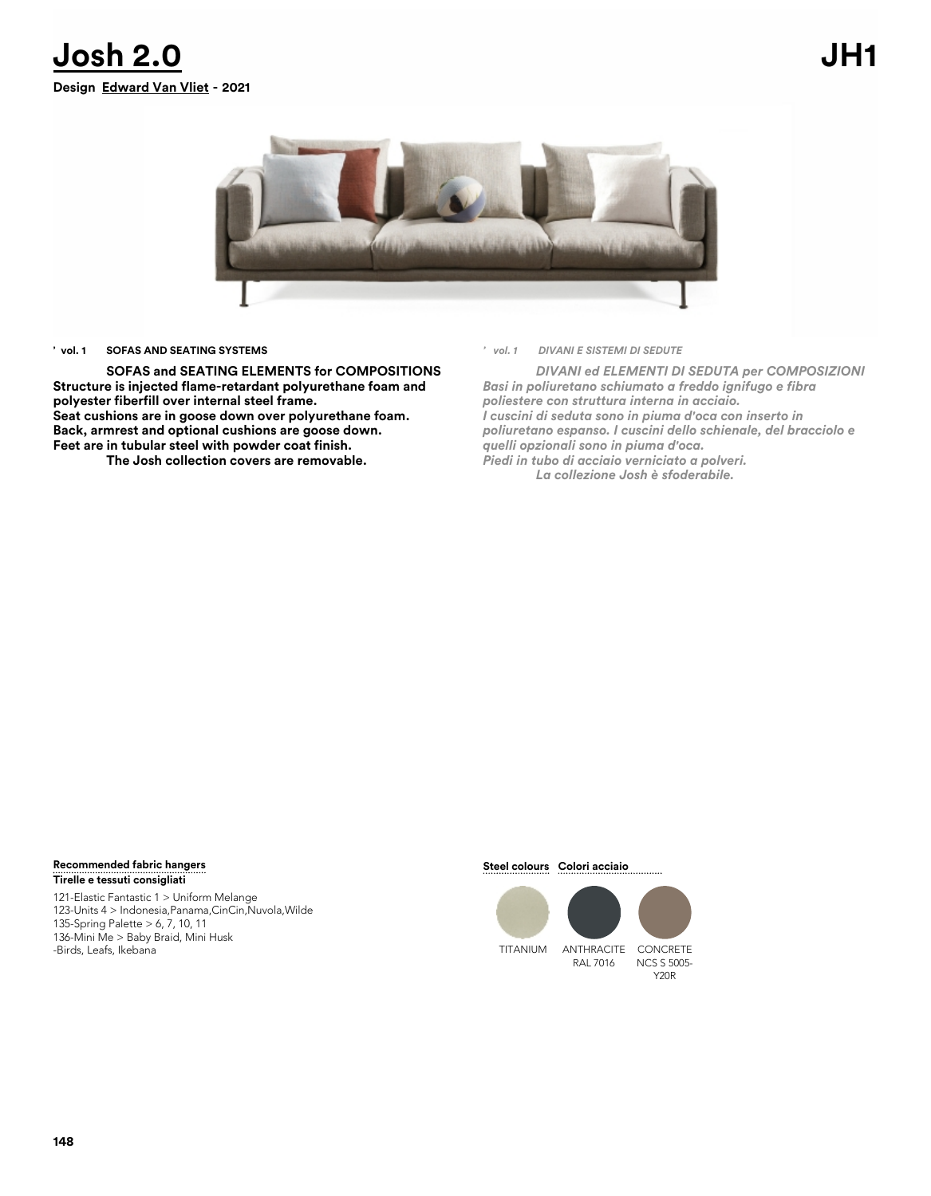# Josh 2.0

**JH1**

**Design Edward Van Vliet - 2021**

**’ vol. 1 SOFAS AND SEATING SYSTEMS**

**SOFAS and SEATING ELEMENTS for COMPOSITIONS**
**Structure is injected flame-retardant polyurethane foam and polyester fiberfill over internal steel frame.**
**Seat cushions are in goose down over polyurethane foam.**
**Back, armrest and optional cushions are goose down.**
**Feet are in tubular steel with powder coat finish.**
**The Josh collection covers are removable.**

*’ vol. 1 DIVANI E SISTEMI DI SEDUTE*

***DIVANI ed ELEMENTI DI SEDUTA per COMPOSIZIONI***
***Basi in poliuretano schiumato a freddo ignifugo e fibra poliestere con struttura interna in acciaio.***
***I cuscini di seduta sono in piuma d'oca con inserto in poliuretano espanso. I cuscini dello schienale, del bracciolo e quelli opzionali sono in piuma d'oca.***
***Piedi in tubo di acciaio verniciato a polveri.***
***La collezione Josh è sfoderabile.***

**Recommended fabric hangers**
**Tirelle e tessuti consigliati**

121-Elastic Fantastic 1 > Uniform Melange
123-Units 4 > Indonesia,Panama,CinCin,Nuvola,Wilde
135-Spring Palette > 6, 7, 10, 11
136-Mini Me > Baby Braid, Mini Husk
-Birds, Leafs, Ikebana

**Steel colours Colori acciaio**

TITANIUM
ANTHRACITE RAL 7016
CONCRETE NCS S 5005-Y20R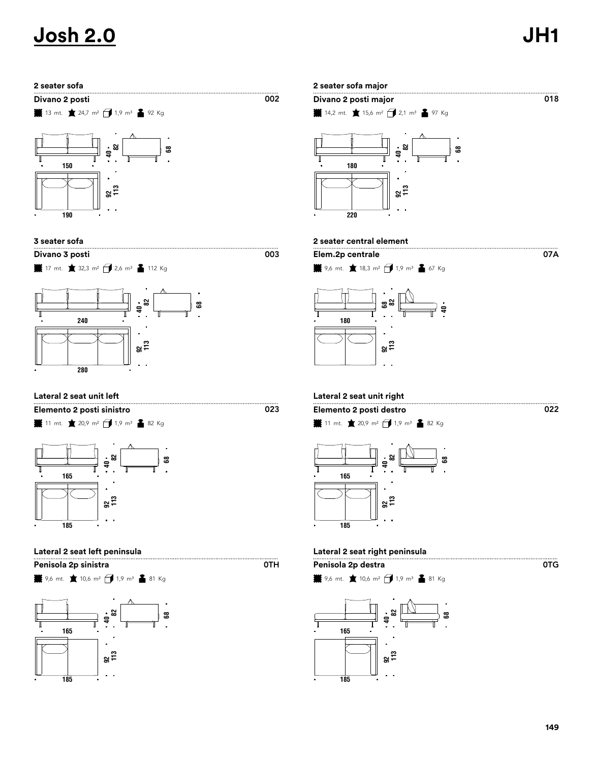# Josh 2.0

# JH1

## 2 seater sofa

**Divano 2 posti** — 002

13 mt. 24,7 m² 1,9 m³ 92 Kg

150 · 190 · 40 · 82 · 68 · 92 · 113

## 2 seater sofa major

**Divano 2 posti major** — 018

14,2 mt. 15,6 m² 2,1 m³ 97 Kg

180 · 220 · 40 · 82 · 68 · 92 · 113

## 3 seater sofa

**Divano 3 posti** — 003

17 mt. 32,3 m² 2,6 m³ 112 Kg

240 · 280 · 40 · 82 · 68 · 92 · 113

## 2 seater central element

**Elem.2p centrale** — 07A

9,6 mt. 18,3 m² 1,9 m³ 67 Kg

180 · 68 · 82 · 40 · 92 · 113

## Lateral 2 seat unit left

**Elemento 2 posti sinistro** — 023

11 mt. 20,9 m² 1,9 m³ 82 Kg

165 · 185 · 40 · 82 · 68 · 92 · 113

## Lateral 2 seat unit right

**Elemento 2 posti destro** — 022

11 mt. 20,9 m² 1,9 m³ 82 Kg

165 · 185 · 40 · 82 · 68 · 92 · 113

## Lateral 2 seat left peninsula

**Penisola 2p sinistra** — 0TH

9,6 mt. 10,6 m² 1,9 m³ 81 Kg

165 · 185 · 40 · 82 · 68 · 92 · 113

## Lateral 2 seat right peninsula

**Penisola 2p destra** — 0TG

9,6 mt. 10,6 m² 1,9 m³ 81 Kg

165 · 185 · 40 · 82 · 68 · 92 · 113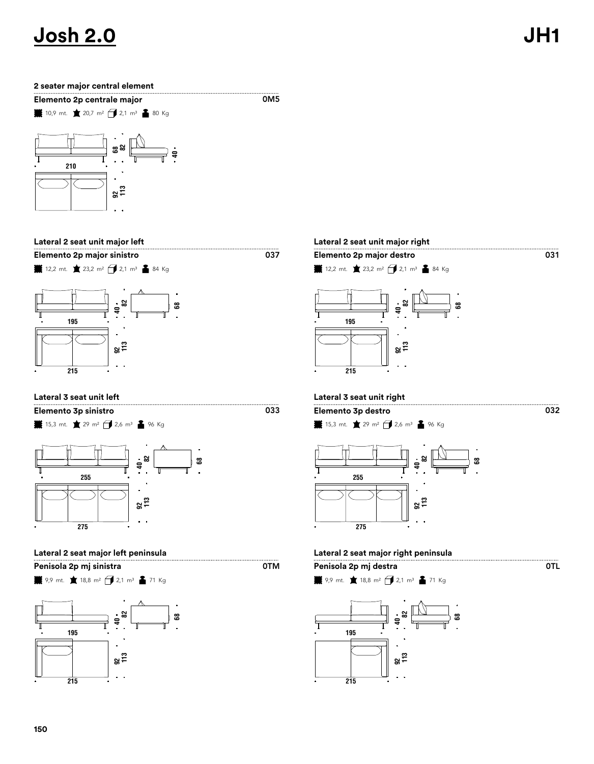# Josh 2.0

**JH1**

### 2 seater major central element

**Elemento 2p centrale major** — 0M5

10,9 mt. · 20,7 m² · 2,1 m³ · 80 Kg

210 · 68 · 82 · 40 · 92 · 113

### Lateral 2 seat unit major left

**Elemento 2p major sinistro** — 037

12,2 mt. · 23,2 m² · 2,1 m³ · 84 Kg

195 · 215 · 40 · 82 · 68 · 92 · 113

### Lateral 2 seat unit major right

**Elemento 2p major destro** — 031

12,2 mt. · 23,2 m² · 2,1 m³ · 84 Kg

195 · 215 · 40 · 82 · 68 · 92 · 113

### Lateral 3 seat unit left

**Elemento 3p sinistro** — 033

15,3 mt. · 29 m² · 2,6 m³ · 96 Kg

255 · 275 · 40 · 82 · 68 · 92 · 113

### Lateral 3 seat unit right

**Elemento 3p destro** — 032

15,3 mt. · 29 m² · 2,6 m³ · 96 Kg

255 · 275 · 40 · 82 · 68 · 92 · 113

### Lateral 2 seat major left peninsula

**Penisola 2p mj sinistra** — 0TM

9,9 mt. · 18,8 m² · 2,1 m³ · 71 Kg

195 · 215 · 40 · 82 · 68 · 92 · 113

### Lateral 2 seat major right peninsula

**Penisola 2p mj destra** — 0TL

9,9 mt. · 18,8 m² · 2,1 m³ · 71 Kg

195 · 215 · 40 · 82 · 68 · 92 · 113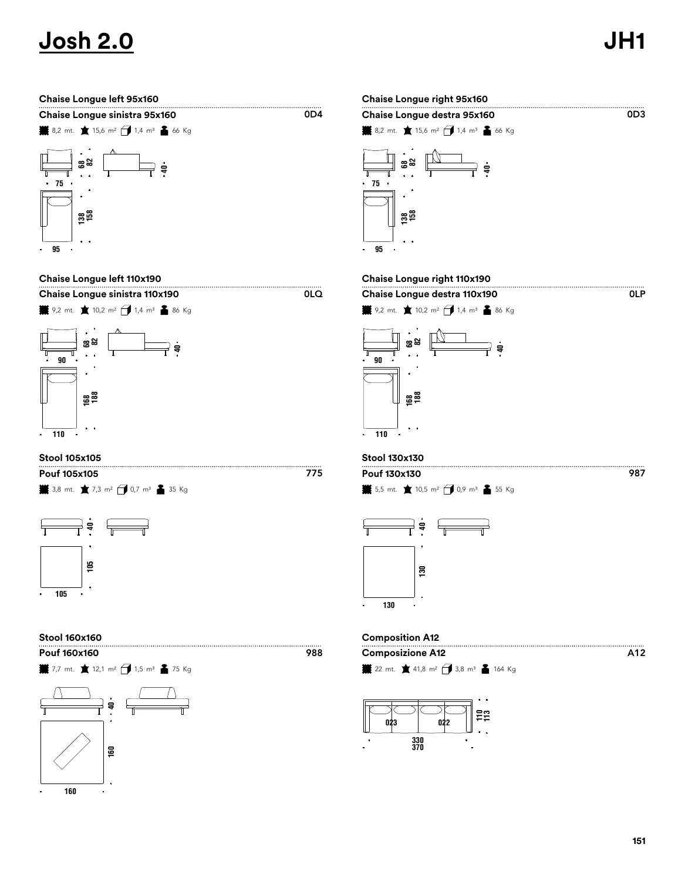# Josh 2.0

JH1

## Chaise Longue left 95x160

**Chaise Longue sinistra 95x160** — 0D4

8,2 mt. · 15,6 m² · 1,4 m³ · 66 Kg

75 · 68 · 82 · 40 · 95 · 138 · 158

## Chaise Longue right 95x160

**Chaise Longue destra 95x160** — 0D3

8,2 mt. · 15,6 m² · 1,4 m³ · 66 Kg

75 · 68 · 82 · 40 · 95 · 138 · 158

## Chaise Longue left 110x190

**Chaise Longue sinistra 110x190** — 0LQ

9,2 mt. · 10,2 m² · 1,4 m³ · 86 Kg

90 · 68 · 82 · 40 · 110 · 168 · 188

## Chaise Longue right 110x190

**Chaise Longue destra 110x190** — 0LP

9,2 mt. · 10,2 m² · 1,4 m³ · 86 Kg

90 · 68 · 82 · 40 · 110 · 168 · 188

## Stool 105x105

**Pouf 105x105** — 775

3,8 mt. · 7,3 m² · 0,7 m³ · 35 Kg

40 · 105 · 105

## Stool 130x130

**Pouf 130x130** — 987

5,5 mt. · 10,5 m² · 0,9 m³ · 55 Kg

40 · 130 · 130

## Stool 160x160

**Pouf 160x160** — 988

7,7 mt. · 12,1 m² · 1,5 m³ · 75 Kg

40 · 160 · 160

## Composition A12

**Composizione A12** — A12

22 mt. · 41,8 m² · 3,8 m³ · 164 Kg

023 · 022 · 110 · 113 · 330 · 370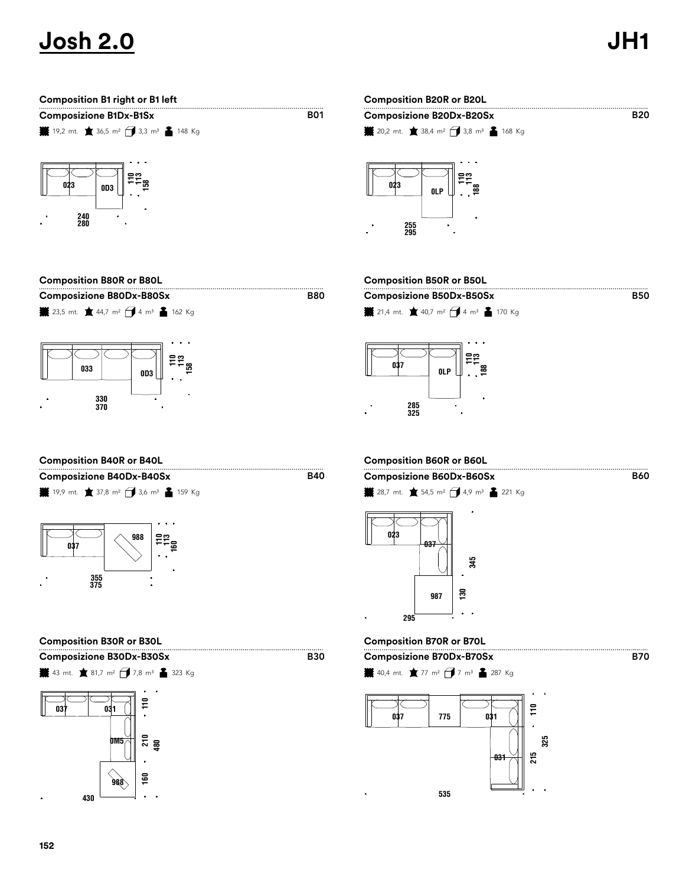# Josh 2.0

JH1

### Composition B1 right or B1 left

**Composizione B1Dx-B1Sx** — B01

19,2 mt. · 36,5 m² · 3,3 m³ · 148 Kg

023 · 0D3 · 110 · 113 · 158 · 240 · 280

### Composition B20R or B20L

**Composizione B20Dx-B20Sx** — B20

20,2 mt. · 38,4 m² · 3,8 m³ · 168 Kg

023 · 0LP · 110 · 113 · 188 · 255 · 295

### Composition B80R or B80L

**Composizione B80Dx-B80Sx** — B80

23,5 mt. · 44,7 m² · 4 m³ · 162 Kg

033 · 0D3 · 110 · 113 · 158 · 330 · 370

### Composition B50R or B50L

**Composizione B50Dx-B50Sx** — B50

21,4 mt. · 40,7 m² · 4 m³ · 170 Kg

037 · 0LP · 110 · 113 · 188 · 285 · 325

### Composition B40R or B40L

**Composizione B40Dx-B40Sx** — B40

19,9 mt. · 37,8 m² · 3,6 m³ · 159 Kg

037 · 988 · 110 · 113 · 160 · 355 · 375

### Composition B60R or B60L

**Composizione B60Dx-B60Sx** — B60

28,7 mt. · 54,5 m² · 4,9 m³ · 221 Kg

023 · 037 · 987 · 345 · 130 · 295

### Composition B30R or B30L

**Composizione B30Dx-B30Sx** — B30

43 mt. · 81,7 m² · 7,8 m³ · 323 Kg

037 · 031 · 0M5 · 988 · 110 · 210 · 480 · 160 · 430

### Composition B70R or B70L

**Composizione B70Dx-B70Sx** — B70

40,4 mt. · 77 m² · 7 m³ · 287 Kg

037 · 775 · 031 · 031 · 110 · 325 · 215 · 535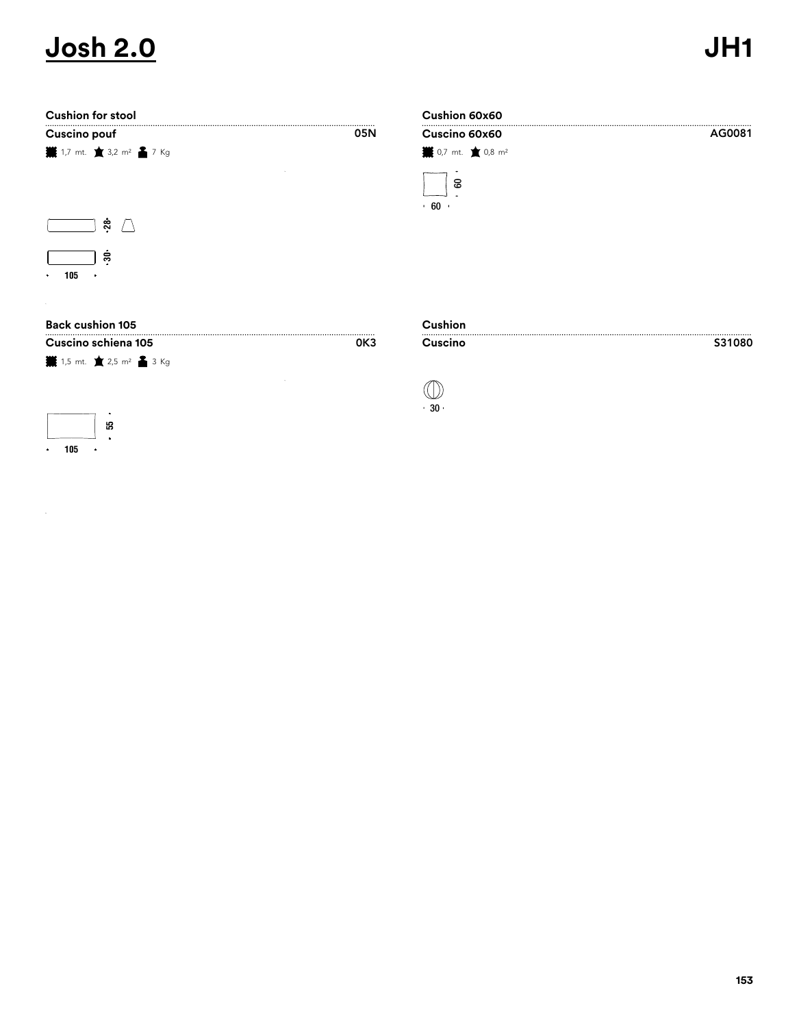# Josh 2.0

# JH1

**Cushion for stool**

**Cuscino pouf** **05N**

1,7 mt. 3,2 m² 7 Kg

28

30

105

**Cushion 60x60**

**Cuscino 60x60** **AG0081**

0,7 mt. 0,8 m²

60

60

**Back cushion 105**

**Cuscino schiena 105** **0K3**

1,5 mt. 2,5 m² 3 Kg

55

105

**Cushion**

**Cuscino** **S31080**

30